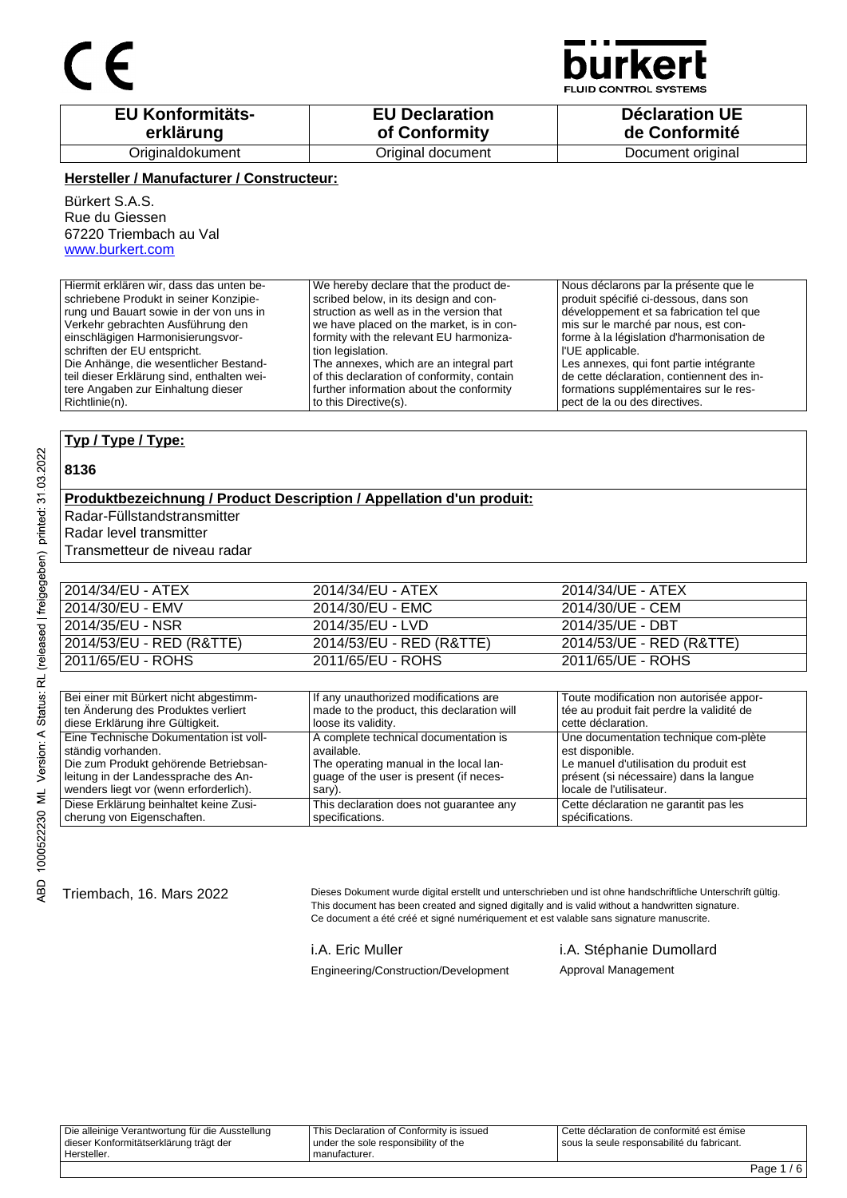CE

**bürkert**
FLUID CONTROL SYSTEMS

| EU Konformitäts-erklärung | EU Declaration of Conformity | Déclaration UE de Conformité |
|---|---|---|
| Originaldokument | Original document | Document original |

**Hersteller / Manufacturer / Constructeur:**

Bürkert S.A.S.
Rue du Giessen
67220 Triembach au Val
www.burkert.com

| | | |
|---|---|---|
| Hiermit erklären wir, dass das unten beschriebene Produkt in seiner Konzipierung und Bauart sowie in der von uns in Verkehr gebrachten Ausführung den einschlägigen Harmonisierungsvorschriften der EU entspricht. Die Anhänge, die wesentlicher Bestandteil dieser Erklärung sind, enthalten weitere Angaben zur Einhaltung dieser Richtlinie(n). | We hereby declare that the product described below, in its design and construction as well as in the version that we have placed on the market, is in conformity with the relevant EU harmonization legislation. The annexes, which are an integral part of this declaration of conformity, contain further information about the conformity to this Directive(s). | Nous déclarons par la présente que le produit spécifié ci-dessous, dans son développement et sa fabrication tel que mis sur le marché par nous, est conforme à la législation d'harmonisation de l'UE applicable. Les annexes, qui font partie intégrante de cette déclaration, contiennent des informations supplémentaires sur le respect de la ou des directives. |

**Typ / Type / Type:**

**8136**

**Produktbezeichnung / Product Description / Appellation d'un produit:**

Radar-Füllstandstransmitter
Radar level transmitter
Transmetteur de niveau radar

| | | |
|---|---|---|
| 2014/34/EU - ATEX | 2014/34/EU - ATEX | 2014/34/UE - ATEX |
| 2014/30/EU - EMV | 2014/30/EU - EMC | 2014/30/UE - CEM |
| 2014/35/EU - NSR | 2014/35/EU - LVD | 2014/35/UE - DBT |
| 2014/53/EU - RED (R&TTE) | 2014/53/EU - RED (R&TTE) | 2014/53/UE - RED (R&TTE) |
| 2011/65/EU - ROHS | 2011/65/EU - ROHS | 2011/65/UE - ROHS |

| | | |
|---|---|---|
| Bei einer mit Bürkert nicht abgestimmten Änderung des Produktes verliert diese Erklärung ihre Gültigkeit. | If any unauthorized modifications are made to the product, this declaration will loose its validity. | Toute modification non autorisée apportée au produit fait perdre la validité de cette déclaration. |
| Eine Technische Dokumentation ist vollständig vorhanden. Die zum Produkt gehörende Betriebsanleitung in der Landessprache des Anwenders liegt vor (wenn erforderlich). | A complete technical documentation is available. The operating manual in the local language of the user is present (if necessary). | Une documentation technique com-plète est disponible. Le manuel d'utilisation du produit est présent (si nécessaire) dans la langue locale de l'utilisateur. |
| Diese Erklärung beinhaltet keine Zusicherung von Eigenschaften. | This declaration does not guarantee any specifications. | Cette déclaration ne garantit pas les spécifications. |

Triembach, 16. Mars 2022

Dieses Dokument wurde digital erstellt und unterschrieben und ist ohne handschriftliche Unterschrift gültig.
This document has been created and signed digitally and is valid without a handwritten signature.
Ce document a été créé et signé numériquement et est valable sans signature manuscrite.

i.A. Eric Muller
Engineering/Construction/Development

i.A. Stéphanie Dumollard
Approval Management

| | | |
|---|---|---|
| Die alleinige Verantwortung für die Ausstellung dieser Konformitätserklärung trägt der Hersteller. | This Declaration of Conformity is issued under the sole responsibility of the manufacturer. | Cette déclaration de conformité est émise sous la seule responsabilité du fabricant. |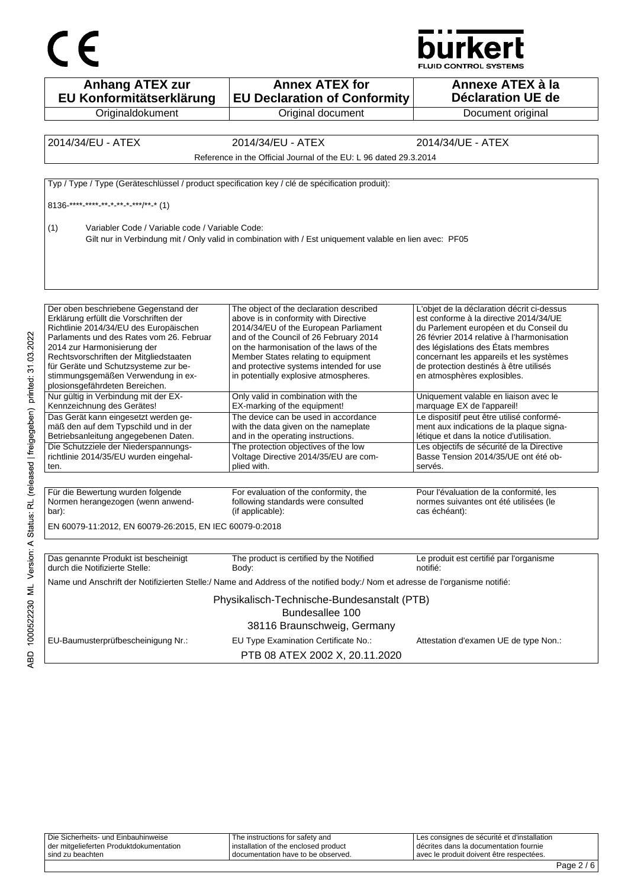CE

bürkert FLUID CONTROL SYSTEMS

| Anhang ATEX zur EU Konformitätserklärung | Annex ATEX for EU Declaration of Conformity | Annexe ATEX à la Déclaration UE de |
|---|---|---|
| Originaldokument | Original document | Document original |

| 2014/34/EU - ATEX | 2014/34/EU - ATEX | 2014/34/UE - ATEX |
|---|---|---|
| Reference in the Official Journal of the EU: L 96 dated 29.3.2014 | | |

Typ / Type / Type (Geräteschlüssel / product specification key / clé de spécification produit):

8136-****-****-**-*-**-*-***/**-* (1)

(1) Variabler Code / Variable code / Variable Code:
Gilt nur in Verbindung mit / Only valid in combination with / Est uniquement valable en lien avec: PF05

| | | |
|---|---|---|
| Der oben beschriebene Gegenstand der Erklärung erfüllt die Vorschriften der Richtlinie 2014/34/EU des Europäischen Parlaments und des Rates vom 26. Februar 2014 zur Harmonisierung der Rechtsvorschriften der Mitgliedstaaten für Geräte und Schutzsysteme zur bestimmungsgemäßen Verwendung in explosionsgefährdeten Bereichen. | The object of the declaration described above is in conformity with Directive 2014/34/EU of the European Parliament and of the Council of 26 February 2014 on the harmonisation of the laws of the Member States relating to equipment and protective systems intended for use in potentially explosive atmospheres. | L'objet de la déclaration décrit ci-dessus est conforme à la directive 2014/34/UE du Parlement européen et du Conseil du 26 février 2014 relative à l'harmonisation des législations des États membres concernant les appareils et les systèmes de protection destinés à être utilisés en atmosphères explosibles. |
| Nur gültig in Verbindung mit der EX-Kennzeichnung des Gerätes! | Only valid in combination with the EX-marking of the equipment! | Uniquement valable en liaison avec le marquage EX de l'appareil! |
| Das Gerät kann eingesetzt werden gemäß den auf dem Typschild und in der Betriebsanleitung angegebenen Daten. | The device can be used in accordance with the data given on the nameplate and in the operating instructions. | Le dispositif peut être utilisé conformément aux indications de la plaque signalétique et dans la notice d'utilisation. |
| Die Schutzziele der Niederspannungsrichtlinie 2014/35/EU wurden eingehalten. | The protection objectives of the low Voltage Directive 2014/35/EU are complied with. | Les objectifs de sécurité de la Directive Basse Tension 2014/35/UE ont été observés. |

| | | |
|---|---|---|
| Für die Bewertung wurden folgende Normen herangezogen (wenn anwendbar): | For evaluation of the conformity, the following standards were consulted (if applicable): | Pour l'évaluation de la conformité, les normes suivantes ont été utilisées (le cas échéant): |

EN 60079-11:2012, EN 60079-26:2015, EN IEC 60079-0:2018

| | | |
|---|---|---|
| Das genannte Produkt ist bescheinigt durch die Notifizierte Stelle: | The product is certified by the Notified Body: | Le produit est certifié par l'organisme notifié: |

Name und Anschrift der Notifizierten Stelle:/ Name and Address of the notified body:/ Nom et adresse de l'organisme notifié:

Physikalisch-Technische-Bundesanstalt (PTB)
Bundesallee 100
38116 Braunschweig, Germany

| EU-Baumusterprüfbescheinigung Nr.: | EU Type Examination Certificate No.: | Attestation d'examen UE de type Non.: |
|---|---|---|

PTB 08 ATEX 2002 X, 20.11.2020

| Die Sicherheits- und Einbauhinweise der mitgelieferten Produktdokumentation sind zu beachten | The instructions for safety and installation of the enclosed product documentation have to be observed. | Les consignes de sécurité et d'installation décrites dans la documentation fournie avec le produit doivent être respectées. |
|---|---|---|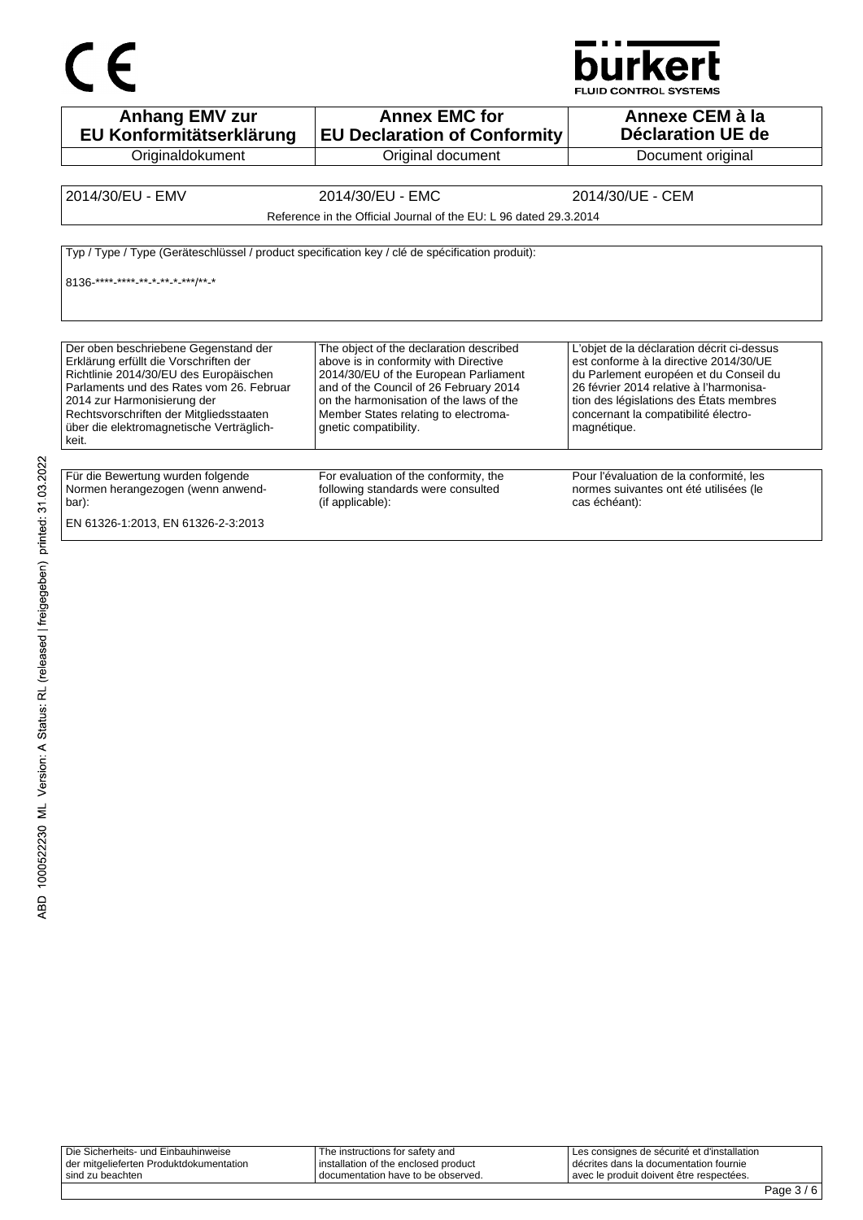CE

bürkert
FLUID CONTROL SYSTEMS

| Anhang EMV zur EU Konformitätserklärung | Annex EMC for EU Declaration of Conformity | Annexe CEM à la Déclaration UE de |
| --- | --- | --- |
| Originaldokument | Original document | Document original |

| 2014/30/EU - EMV | 2014/30/EU - EMC | 2014/30/UE - CEM |
| --- | --- | --- |
| | Reference in the Official Journal of the EU: L 96 dated 29.3.2014 | |

Typ / Type / Type (Geräteschlüssel / product specification key / clé de spécification produit):

8136-****-****-**-*-**-*-***/**-*

| Der oben beschriebene Gegenstand der Erklärung erfüllt die Vorschriften der Richtlinie 2014/30/EU des Europäischen Parlaments und des Rates vom 26. Februar 2014 zur Harmonisierung der Rechtsvorschriften der Mitgliedsstaaten über die elektromagnetische Verträglichkeit. | The object of the declaration described above is in conformity with Directive 2014/30/EU of the European Parliament and of the Council of 26 February 2014 on the harmonisation of the laws of the Member States relating to electromagnetic compatibility. | L'objet de la déclaration décrit ci-dessus est conforme à la directive 2014/30/UE du Parlement européen et du Conseil du 26 février 2014 relative à l'harmonisation des législations des États membres concernant la compatibilité électromagnétique. |
| --- | --- | --- |

| Für die Bewertung wurden folgende Normen herangezogen (wenn anwendbar): | For evaluation of the conformity, the following standards were consulted (if applicable): | Pour l'évaluation de la conformité, les normes suivantes ont été utilisées (le cas échéant): |
| --- | --- | --- |

EN 61326-1:2013, EN 61326-2-3:2013

ABD 1000522230 ML Version: A Status: RL (released | freigegeben) printed: 31.03.2022

| Die Sicherheits- und Einbauhinweise der mitgelieferten Produktdokumentation sind zu beachten | The instructions for safety and installation of the enclosed product documentation have to be observed. | Les consignes de sécurité et d'installation décrites dans la documentation fournie avec le produit doivent être respectées. |
| --- | --- | --- |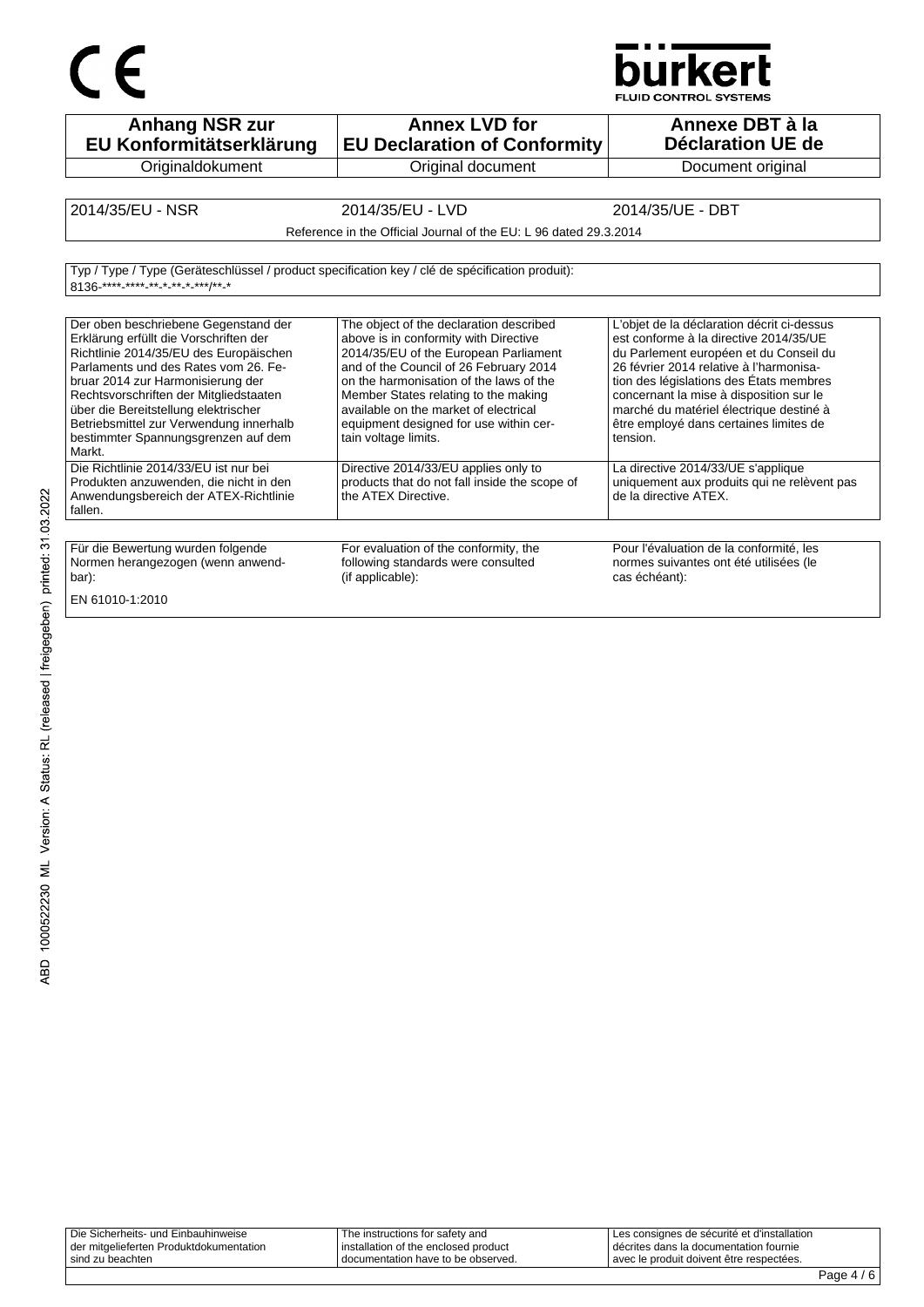CE

bürkert
FLUID CONTROL SYSTEMS

| Anhang NSR zur EU Konformitätserklärung | Annex LVD for EU Declaration of Conformity | Annexe DBT à la Déclaration UE de |
| --- | --- | --- |
| Originaldokument | Original document | Document original |

| 2014/35/EU - NSR | 2014/35/EU - LVD | 2014/35/UE - DBT |
| --- | --- | --- |
| | Reference in the Official Journal of the EU: L 96 dated 29.3.2014 | |

Typ / Type / Type (Geräteschlüssel / product specification key / clé de spécification produit):
8136-****-****-**-*-**-*-***/**-*

| Der oben beschriebene Gegenstand der Erklärung erfüllt die Vorschriften der Richtlinie 2014/35/EU des Europäischen Parlaments und des Rates vom 26. Februar 2014 zur Harmonisierung der Rechtsvorschriften der Mitgliedstaaten über die Bereitstellung elektrischer Betriebsmittel zur Verwendung innerhalb bestimmter Spannungsgrenzen auf dem Markt. | The object of the declaration described above is in conformity with Directive 2014/35/EU of the European Parliament and of the Council of 26 February 2014 on the harmonisation of the laws of the Member States relating to the making available on the market of electrical equipment designed for use within certain voltage limits. | L'objet de la déclaration décrit ci-dessus est conforme à la directive 2014/35/UE du Parlement européen et du Conseil du 26 février 2014 relative à l'harmonisation des législations des États membres concernant la mise à disposition sur le marché du matériel électrique destiné à être employé dans certaines limites de tension. |
| --- | --- | --- |
| Die Richtlinie 2014/33/EU ist nur bei Produkten anzuwenden, die nicht in den Anwendungsbereich der ATEX-Richtlinie fallen. | Directive 2014/33/EU applies only to products that do not fall inside the scope of the ATEX Directive. | La directive 2014/33/UE s'applique uniquement aux produits qui ne relèvent pas de la directive ATEX. |

| Für die Bewertung wurden folgende Normen herangezogen (wenn anwendbar): | For evaluation of the conformity, the following standards were consulted (if applicable): | Pour l'évaluation de la conformité, les normes suivantes ont été utilisées (le cas échéant): |
| --- | --- | --- |
| EN 61010-1:2010 | | |

ABD 1000522230 ML Version: A Status: RL (released | freigegeben) printed: 31.03.2022

| Die Sicherheits- und Einbauhinweise der mitgelieferten Produktdokumentation sind zu beachten | The instructions for safety and installation of the enclosed product documentation have to be observed. | Les consignes de sécurité et d'installation décrites dans la documentation fournie avec le produit doivent être respectées. |
| --- | --- | --- |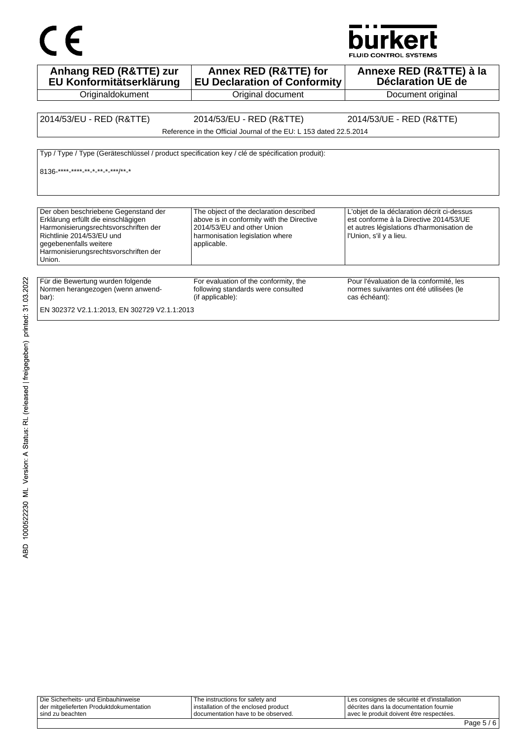CE

bürkert
FLUID CONTROL SYSTEMS

| Anhang RED (R&TTE) zur EU Konformitätserklärung | Annex RED (R&TTE) for EU Declaration of Conformity | Annexe RED (R&TTE) à la Déclaration UE de |
|---|---|---|
| Originaldokument | Original document | Document original |

| 2014/53/EU - RED (R&TTE) | 2014/53/EU - RED (R&TTE) | 2014/53/UE - RED (R&TTE) |
|---|---|---|
| Reference in the Official Journal of the EU: L 153 dated 22.5.2014 | | |

Typ / Type / Type (Geräteschlüssel / product specification key / clé de spécification produit):

8136-****-****-**-*-**-*-***/**-*

| Der oben beschriebene Gegenstand der Erklärung erfüllt die einschlägigen Harmonisierungsrechtsvorschriften der Richtlinie 2014/53/EU und gegebenenfalls weitere Harmonisierungsrechtsvorschriften der Union. | The object of the declaration described above is in conformity with the Directive 2014/53/EU and other Union harmonisation legislation where applicable. | L'objet de la déclaration décrit ci-dessus est conforme à la Directive 2014/53/UE et autres législations d'harmonisation de l'Union, s'il y a lieu. |
|---|---|---|

| Für die Bewertung wurden folgende Normen herangezogen (wenn anwend-bar): | For evaluation of the conformity, the following standards were consulted (if applicable): | Pour l'évaluation de la conformité, les normes suivantes ont été utilisées (le cas échéant): |
|---|---|---|
| EN 302372 V2.1.1:2013, EN 302729 V2.1.1:2013 | | |

ABD 1000522230 ML Version: A Status: RL (released | freigegeben) printed: 31.03.2022

| Die Sicherheits- und Einbauhinweise der mitgelieferten Produktdokumentation sind zu beachten | The instructions for safety and installation of the enclosed product documentation have to be observed. | Les consignes de sécurité et d'installation décrites dans la documentation fournie avec le produit doivent être respectées. |
|---|---|---|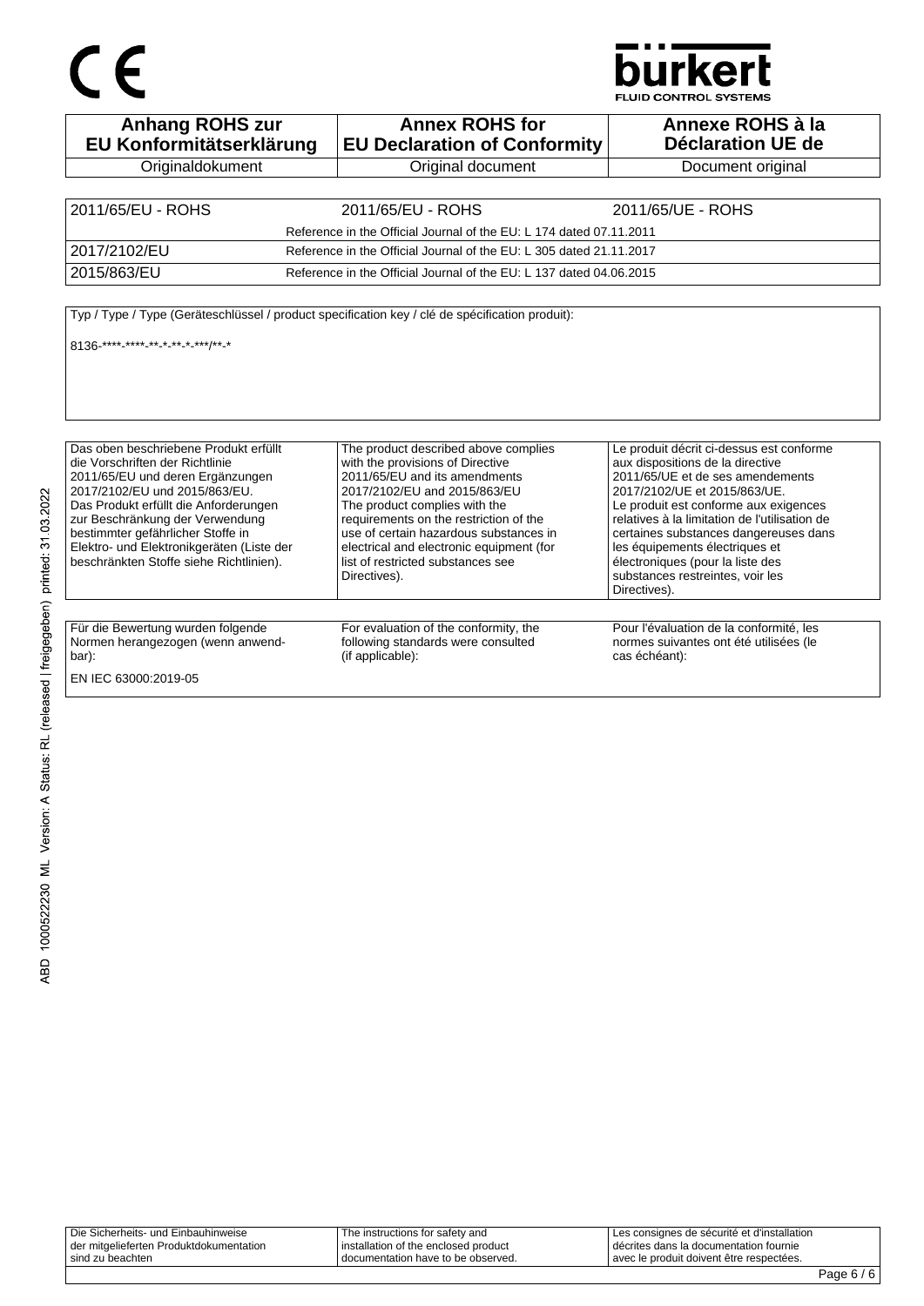CE

bürkert
FLUID CONTROL SYSTEMS

| Anhang ROHS zur EU Konformitätserklärung | Annex ROHS for EU Declaration of Conformity | Annexe ROHS à la Déclaration UE de |
|---|---|---|
| Originaldokument | Original document | Document original |

| | | |
|---|---|---|
| 2011/65/EU - ROHS | 2011/65/EU - ROHS | 2011/65/UE - ROHS |
| | Reference in the Official Journal of the EU: L 174 dated 07.11.2011 | |
| 2017/2102/EU | Reference in the Official Journal of the EU: L 305 dated 21.11.2017 | |
| 2015/863/EU | Reference in the Official Journal of the EU: L 137 dated 04.06.2015 | |

Typ / Type / Type (Geräteschlüssel / product specification key / clé de spécification produit):

8136-****-****-**-*-**-*-***/**-*

| | | |
|---|---|---|
| Das oben beschriebene Produkt erfüllt die Vorschriften der Richtlinie 2011/65/EU und deren Ergänzungen 2017/2102/EU und 2015/863/EU. Das Produkt erfüllt die Anforderungen zur Beschränkung der Verwendung bestimmter gefährlicher Stoffe in Elektro- und Elektronikgeräten (Liste der beschränkten Stoffe siehe Richtlinien). | The product described above complies with the provisions of Directive 2011/65/EU and its amendments 2017/2102/EU and 2015/863/EU The product complies with the requirements on the restriction of the use of certain hazardous substances in electrical and electronic equipment (for list of restricted substances see Directives). | Le produit décrit ci-dessus est conforme aux dispositions de la directive 2011/65/UE et de ses amendements 2017/2102/UE et 2015/863/UE. Le produit est conforme aux exigences relatives à la limitation de l'utilisation de certaines substances dangereuses dans les équipements électriques et électroniques (pour la liste des substances restreintes, voir les Directives). |

| | | |
|---|---|---|
| Für die Bewertung wurden folgende Normen herangezogen (wenn anwendbar): | For evaluation of the conformity, the following standards were consulted (if applicable): | Pour l'évaluation de la conformité, les normes suivantes ont été utilisées (le cas échéant): |

EN IEC 63000:2019-05

ABD 1000522230 ML Version: A Status: RL (released | freigegeben) printed: 31.03.2022

| | | |
|---|---|---|
| Die Sicherheits- und Einbauhinweise der mitgelieferten Produktdokumentation sind zu beachten | The instructions for safety and installation of the enclosed product documentation have to be observed. | Les consignes de sécurité et d'installation décrites dans la documentation fournie avec le produit doivent être respectées. |